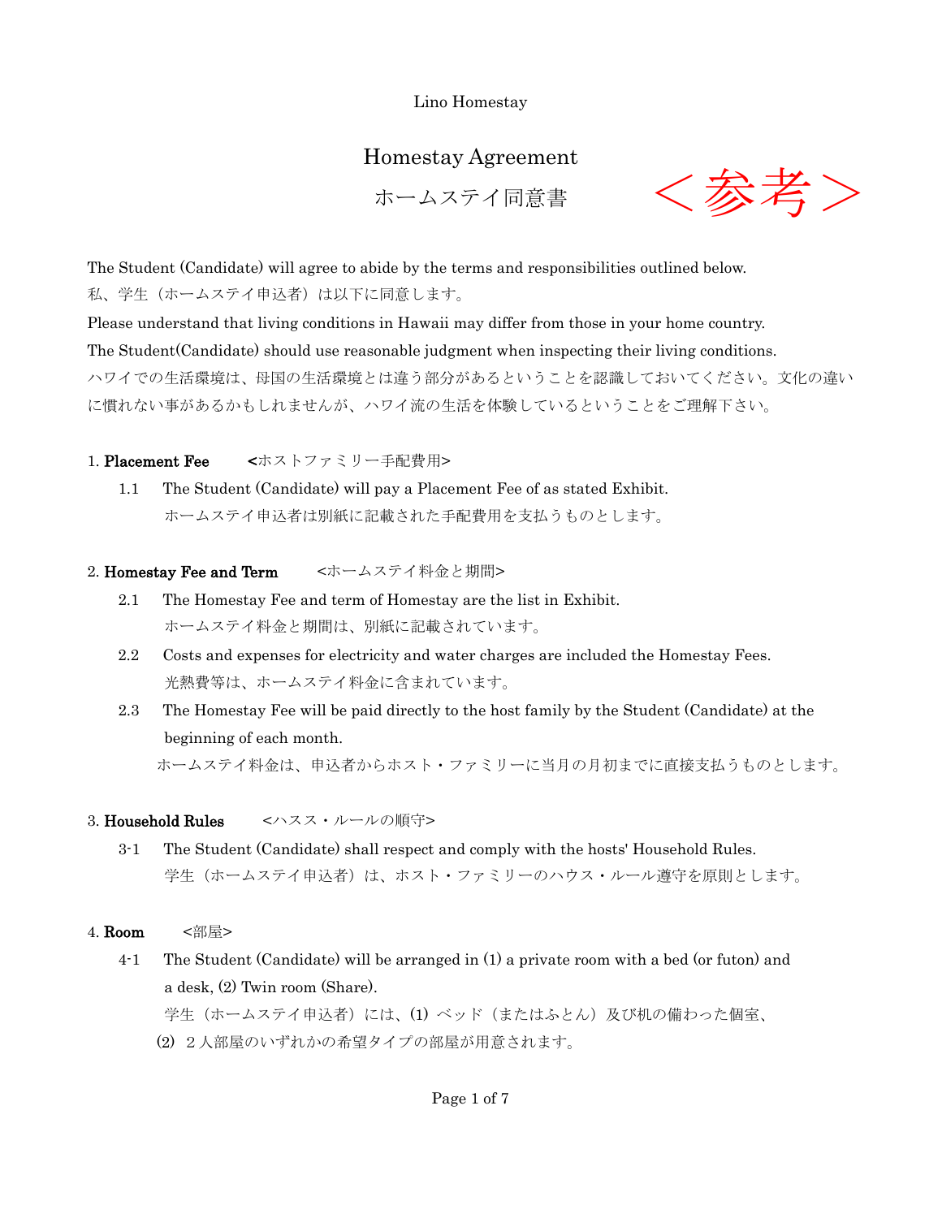Lino Homestay

# Homestay Agreement

# ホームステイ同意書

＜参考＞

The Student (Candidate) will agree to abide by the terms and responsibilities outlined below.
私、学生（ホームステイ申込者）は以下に同意します。
Please understand that living conditions in Hawaii may differ from those in your home country.
The Student(Candidate) should use reasonable judgment when inspecting their living conditions.
ハワイでの生活環境は、母国の生活環境とは違う部分があるということを認識しておいてください。文化の違いに慣れない事があるかもしれませんが、ハワイ流の生活を体験しているということをご理解下さい。

## 1. Placement Fee　<ホストファミリー手配費用>

1.1　The Student (Candidate) will pay a Placement Fee of as stated Exhibit.
ホームステイ申込者は別紙に記載された手配費用を支払うものとします。

## 2. Homestay Fee and Term　<ホームステイ料金と期間>

2.1　The Homestay Fee and term of Homestay are the list in Exhibit.
ホームステイ料金と期間は、別紙に記載されています。

2.2　Costs and expenses for electricity and water charges are included the Homestay Fees.
光熱費等は、ホームステイ料金に含まれています。

2.3　The Homestay Fee will be paid directly to the host family by the Student (Candidate) at the beginning of each month.
ホームステイ料金は、申込者からホスト・ファミリーに当月の月初までに直接支払うものとします。

## 3. Household Rules　<ハスス・ルールの順守>

3-1　The Student (Candidate) shall respect and comply with the hosts' Household Rules.
学生（ホームステイ申込者）は、ホスト・ファミリーのハウス・ルール遵守を原則とします。

## 4. Room　<部屋>

4-1　The Student (Candidate) will be arranged in (1) a private room with a bed (or futon) and a desk, (2) Twin room (Share).
学生（ホームステイ申込者）には、(1) ベッド（またはふとん）及び机の備わった個室、(2) ２人部屋のいずれかの希望タイプの部屋が用意されます。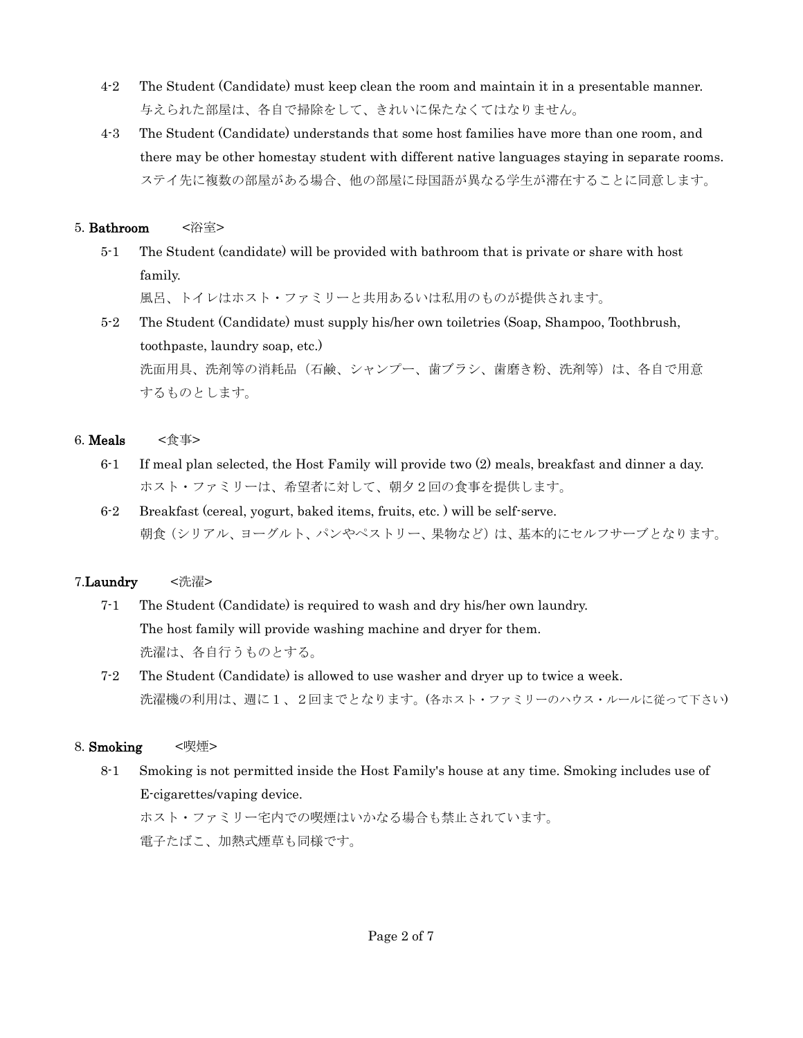4-2 The Student (Candidate) must keep clean the room and maintain it in a presentable manner.
与えられた部屋は、各自で掃除をして、きれいに保たなくてはなりません。

4-3 The Student (Candidate) understands that some host families have more than one room, and there may be other homestay student with different native languages staying in separate rooms.
ステイ先に複数の部屋がある場合、他の部屋に母国語が異なる学生が滞在することに同意します。

## 5. **Bathroom** <浴室>

5-1 The Student (candidate) will be provided with bathroom that is private or share with host family.
風呂、トイレはホスト・ファミリーと共用あるいは私用のものが提供されます。

5-2 The Student (Candidate) must supply his/her own toiletries (Soap, Shampoo, Toothbrush, toothpaste, laundry soap, etc.)
洗面用具、洗剤等の消耗品（石鹸、シャンプー、歯ブラシ、歯磨き粉、洗剤等）は、各自で用意するものとします。

## 6. **Meals** <食事>

6-1 If meal plan selected, the Host Family will provide two (2) meals, breakfast and dinner a day.
ホスト・ファミリーは、希望者に対して、朝夕２回の食事を提供します。

6-2 Breakfast (cereal, yogurt, baked items, fruits, etc. ) will be self-serve.
朝食（シリアル、ヨーグルト、パンやペストリー、果物など）は、基本的にセルフサーブとなります。

## 7.**Laundry** <洗濯>

7-1 The Student (Candidate) is required to wash and dry his/her own laundry.
The host family will provide washing machine and dryer for them.
洗濯は、各自行うものとする。

7-2 The Student (Candidate) is allowed to use washer and dryer up to twice a week.
洗濯機の利用は、週に１、２回までとなります。(各ホスト・ファミリーのハウス・ルールに従って下さい)

## 8. **Smoking** <喫煙>

8-1 Smoking is not permitted inside the Host Family's house at any time. Smoking includes use of E-cigarettes/vaping device.
ホスト・ファミリー宅内での喫煙はいかなる場合も禁止されています。
電子たばこ、加熱式煙草も同様です。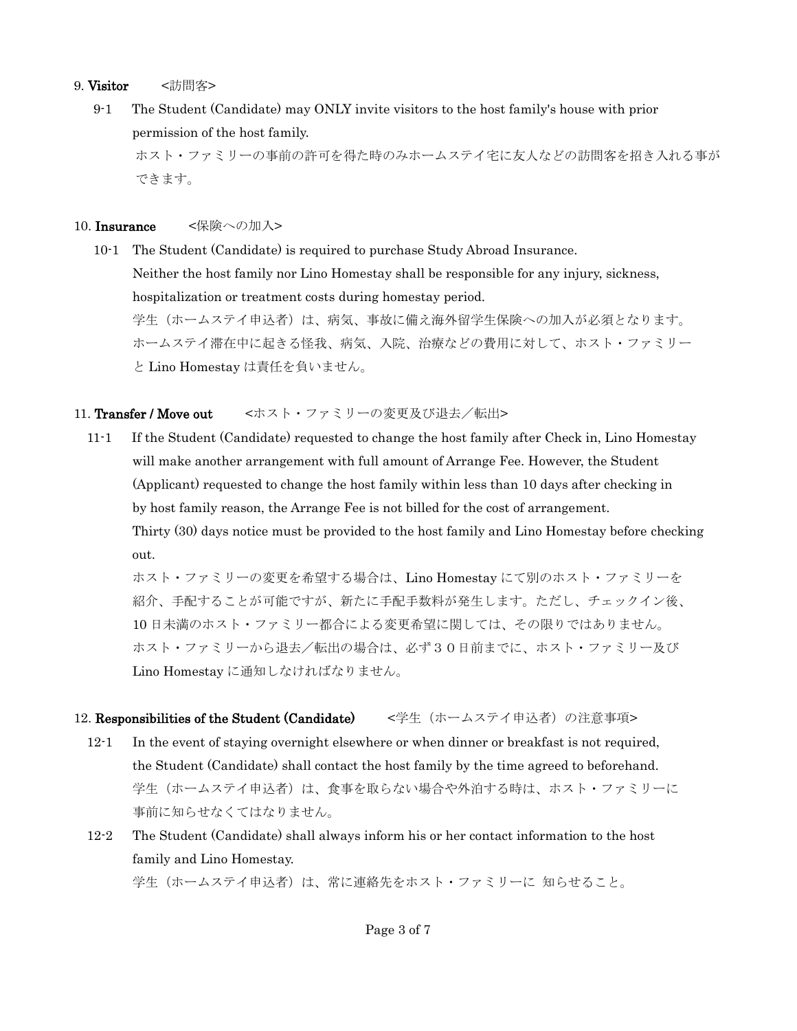## 9. **Visitor** <訪問客>

9-1 The Student (Candidate) may ONLY invite visitors to the host family's house with prior permission of the host family.
ホスト・ファミリーの事前の許可を得た時のみホームステイ宅に友人などの訪問客を招き入れる事ができます。

## 10. **Insurance** <保険への加入>

10-1 The Student (Candidate) is required to purchase Study Abroad Insurance.
Neither the host family nor Lino Homestay shall be responsible for any injury, sickness, hospitalization or treatment costs during homestay period.
学生（ホームステイ申込者）は、病気、事故に備え海外留学生保険への加入が必須となります。
ホームステイ滞在中に起きる怪我、病気、入院、治療などの費用に対して、ホスト・ファミリーと Lino Homestay は責任を負いません。

## 11. **Transfer / Move out** <ホスト・ファミリーの変更及び退去／転出>

11-1 If the Student (Candidate) requested to change the host family after Check in, Lino Homestay will make another arrangement with full amount of Arrange Fee. However, the Student (Applicant) requested to change the host family within less than 10 days after checking in by host family reason, the Arrange Fee is not billed for the cost of arrangement.
Thirty (30) days notice must be provided to the host family and Lino Homestay before checking out.
ホスト・ファミリーの変更を希望する場合は、Lino Homestay にて別のホスト・ファミリーを紹介、手配することが可能ですが、新たに手配手数料が発生します。ただし、チェックイン後、10 日未満のホスト・ファミリー都合による変更希望に関しては、その限りではありません。
ホスト・ファミリーから退去／転出の場合は、必ず３０日前までに、ホスト・ファミリー及び Lino Homestay に通知しなければなりません。

## 12. **Responsibilities of the Student (Candidate)** <学生（ホームステイ申込者）の注意事項>

12-1 In the event of staying overnight elsewhere or when dinner or breakfast is not required, the Student (Candidate) shall contact the host family by the time agreed to beforehand.
学生（ホームステイ申込者）は、食事を取らない場合や外泊する時は、ホスト・ファミリーに事前に知らせなくてはなりません。

12-2 The Student (Candidate) shall always inform his or her contact information to the host family and Lino Homestay.
学生（ホームステイ申込者）は、常に連絡先をホスト・ファミリーに 知らせること。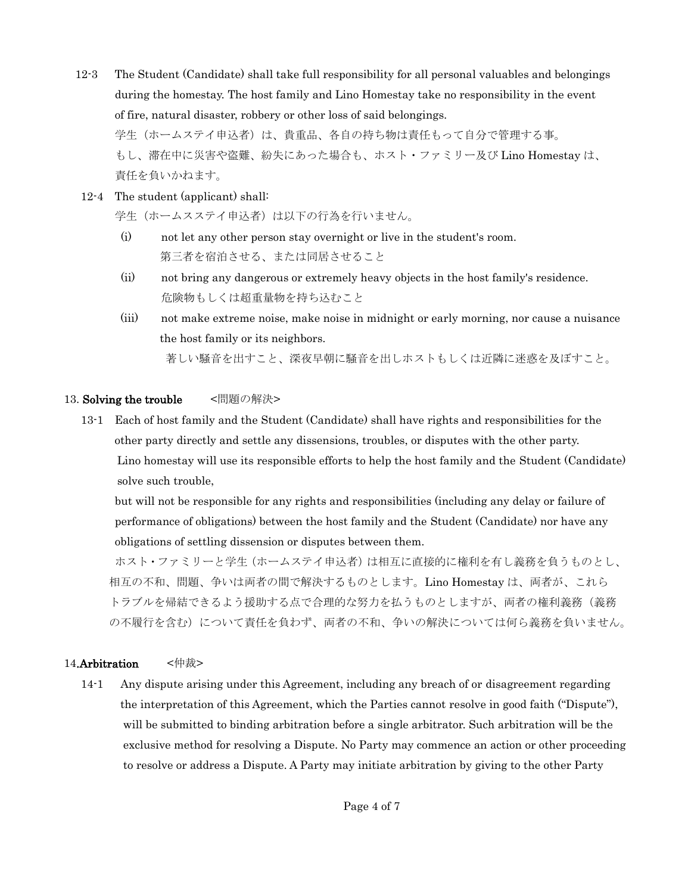12-3 The Student (Candidate) shall take full responsibility for all personal valuables and belongings during the homestay. The host family and Lino Homestay take no responsibility in the event of fire, natural disaster, robbery or other loss of said belongings.
学生（ホームステイ申込者）は、貴重品、各自の持ち物は責任もって自分で管理する事。
もし、滞在中に災害や盗難、紛失にあった場合も、ホスト・ファミリー及び Lino Homestay は、責任を負いかねます。

12-4 The student (applicant) shall:
学生（ホームスステイ申込者）は以下の行為を行いません。

(i) not let any other person stay overnight or live in the student's room.
第三者を宿泊させる、または同居させること

(ii) not bring any dangerous or extremely heavy objects in the host family's residence.
危険物もしくは超重量物を持ち込むこと

(iii) not make extreme noise, make noise in midnight or early morning, nor cause a nuisance the host family or its neighbors.
著しい騒音を出すこと、深夜早朝に騒音を出しホストもしくは近隣に迷惑を及ぼすこと。

## 13. **Solving the trouble** <問題の解決>

13-1 Each of host family and the Student (Candidate) shall have rights and responsibilities for the other party directly and settle any dissensions, troubles, or disputes with the other party. Lino homestay will use its responsible efforts to help the host family and the Student (Candidate) solve such trouble,
but will not be responsible for any rights and responsibilities (including any delay or failure of performance of obligations) between the host family and the Student (Candidate) nor have any obligations of settling dissension or disputes between them.
ホスト・ファミリーと学生（ホームステイ申込者）は相互に直接的に権利を有し義務を負うものとし、相互の不和、問題、争いは両者の間で解決するものとします。Lino Homestay は、両者が、これらトラブルを帰結できるよう援助する点で合理的な努力を払うものとしますが、両者の権利義務（義務の不履行を含む）について責任を負わず、両者の不和、争いの解決については何ら義務を負いません。

## 14. **Arbitration** <仲裁>

14-1 Any dispute arising under this Agreement, including any breach of or disagreement regarding the interpretation of this Agreement, which the Parties cannot resolve in good faith (“Dispute”), will be submitted to binding arbitration before a single arbitrator. Such arbitration will be the exclusive method for resolving a Dispute. No Party may commence an action or other proceeding to resolve or address a Dispute. A Party may initiate arbitration by giving to the other Party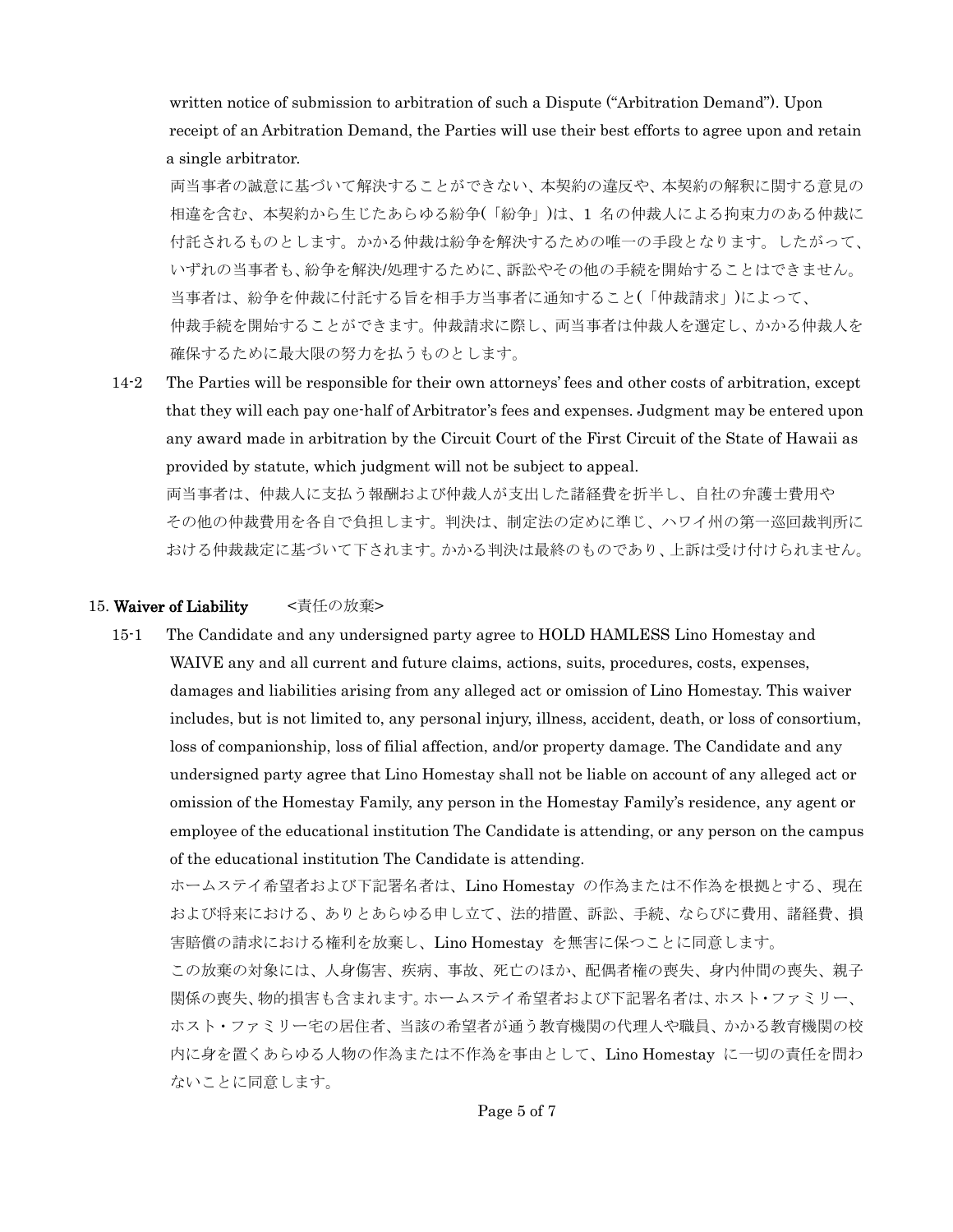written notice of submission to arbitration of such a Dispute ("Arbitration Demand"). Upon receipt of an Arbitration Demand, the Parties will use their best efforts to agree upon and retain a single arbitrator.

両当事者の誠意に基づいて解決することができない、本契約の違反や、本契約の解釈に関する意見の相違を含む、本契約から生じたあらゆる紛争(「紛争」)は、1 名の仲裁人による拘束力のある仲裁に付託されるものとします。かかる仲裁は紛争を解決するための唯一の手段となります。したがって、いずれの当事者も、紛争を解決/処理するために、訴訟やその他の手続を開始することはできません。当事者は、紛争を仲裁に付託する旨を相手方当事者に通知すること(「仲裁請求」)によって、仲裁手続を開始することができます。仲裁請求に際し、両当事者は仲裁人を選定し、かかる仲裁人を確保するために最大限の努力を払うものとします。

14-2 The Parties will be responsible for their own attorneys' fees and other costs of arbitration, except that they will each pay one-half of Arbitrator's fees and expenses. Judgment may be entered upon any award made in arbitration by the Circuit Court of the First Circuit of the State of Hawaii as provided by statute, which judgment will not be subject to appeal.

両当事者は、仲裁人に支払う報酬および仲裁人が支出した諸経費を折半し、自社の弁護士費用やその他の仲裁費用を各自で負担します。判決は、制定法の定めに準じ、ハワイ州の第一巡回裁判所における仲裁裁定に基づいて下されます。かかる判決は最終のものであり、上訴は受け付けられません。

## 15. Waiver of Liability <責任の放棄>

15-1 The Candidate and any undersigned party agree to HOLD HAMLESS Lino Homestay and WAIVE any and all current and future claims, actions, suits, procedures, costs, expenses, damages and liabilities arising from any alleged act or omission of Lino Homestay. This waiver includes, but is not limited to, any personal injury, illness, accident, death, or loss of consortium, loss of companionship, loss of filial affection, and/or property damage. The Candidate and any undersigned party agree that Lino Homestay shall not be liable on account of any alleged act or omission of the Homestay Family, any person in the Homestay Family's residence, any agent or employee of the educational institution The Candidate is attending, or any person on the campus of the educational institution The Candidate is attending.

ホームステイ希望者および下記署名者は、Lino Homestay の作為または不作為を根拠とする、現在および将来における、ありとあらゆる申し立て、法的措置、訴訟、手続、ならびに費用、諸経費、損害賠償の請求における権利を放棄し、Lino Homestay を無害に保つことに同意します。

この放棄の対象には、人身傷害、疾病、事故、死亡のほか、配偶者権の喪失、身内仲間の喪失、親子関係の喪失、物的損害も含まれます。ホームステイ希望者および下記署名者は、ホスト・ファミリー、ホスト・ファミリー宅の居住者、当該の希望者が通う教育機関の代理人や職員、かかる教育機関の校内に身を置くあらゆる人物の作為または不作為を事由として、Lino Homestay に一切の責任を問わないことに同意します。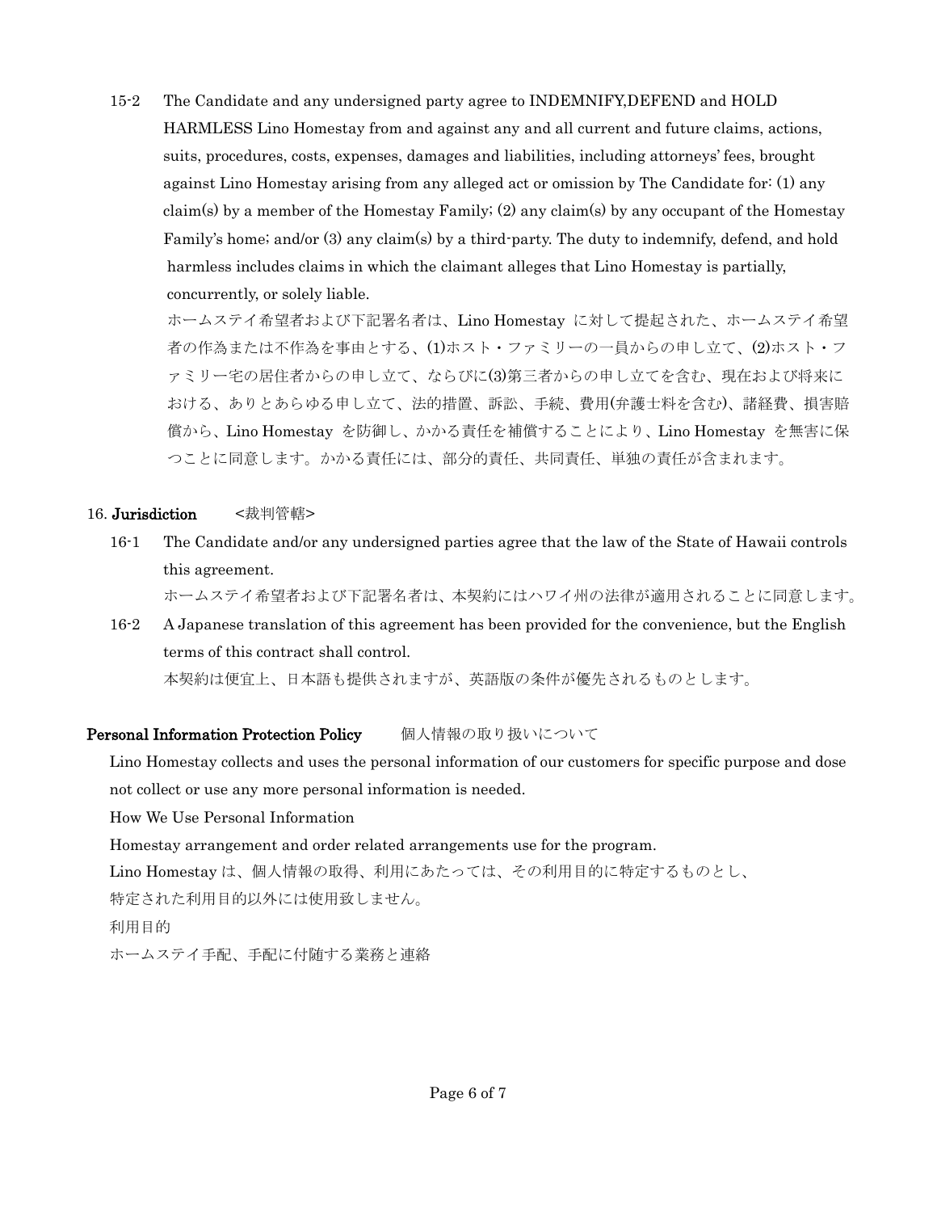15-2 The Candidate and any undersigned party agree to INDEMNIFY,DEFEND and HOLD HARMLESS Lino Homestay from and against any and all current and future claims, actions, suits, procedures, costs, expenses, damages and liabilities, including attorneys' fees, brought against Lino Homestay arising from any alleged act or omission by The Candidate for: (1) any claim(s) by a member of the Homestay Family; (2) any claim(s) by any occupant of the Homestay Family's home; and/or (3) any claim(s) by a third-party. The duty to indemnify, defend, and hold harmless includes claims in which the claimant alleges that Lino Homestay is partially, concurrently, or solely liable.

ホームステイ希望者および下記署名者は、Lino Homestay に対して提起された、ホームステイ希望者の作為または不作為を事由とする、(1)ホスト・ファミリーの一員からの申し立て、(2)ホスト・ファミリー宅の居住者からの申し立て、ならびに(3)第三者からの申し立てを含む、現在および将来における、ありとあらゆる申し立て、法的措置、訴訟、手続、費用(弁護士料を含む)、諸経費、損害賠償から、Lino Homestay を防御し、かかる責任を補償することにより、Lino Homestay を無害に保つことに同意します。かかる責任には、部分的責任、共同責任、単独の責任が含まれます。

## 16. **Jurisdiction** <裁判管轄>

16-1 The Candidate and/or any undersigned parties agree that the law of the State of Hawaii controls this agreement.

ホームステイ希望者および下記署名者は、本契約にはハワイ州の法律が適用されることに同意します。

16-2 A Japanese translation of this agreement has been provided for the convenience, but the English terms of this contract shall control.

本契約は便宜上、日本語も提供されますが、英語版の条件が優先されるものとします。

## **Personal Information Protection Policy** 個人情報の取り扱いについて

Lino Homestay collects and uses the personal information of our customers for specific purpose and dose not collect or use any more personal information is needed.

How We Use Personal Information

Homestay arrangement and order related arrangements use for the program.

Lino Homestay は、個人情報の取得、利用にあたっては、その利用目的に特定するものとし、

特定された利用目的以外には使用致しません。

利用目的

ホームステイ手配、手配に付随する業務と連絡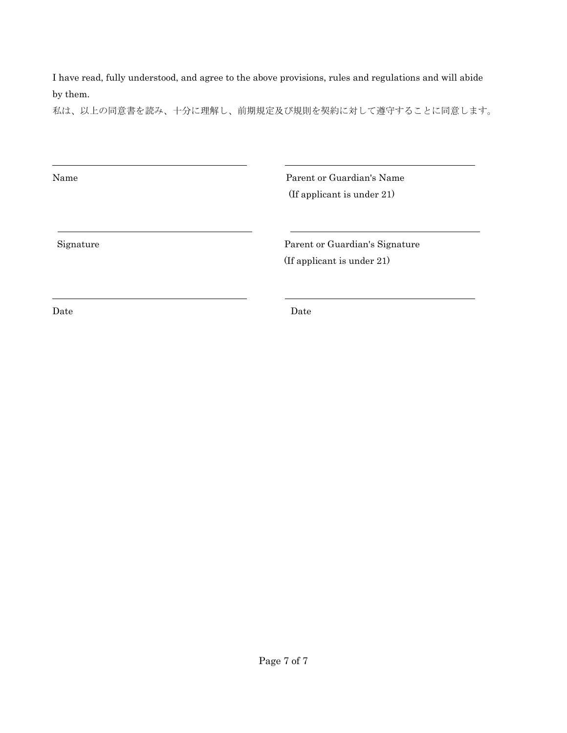I have read, fully understood, and agree to the above provisions, rules and regulations and will abide by them.

私は、以上の同意書を読み、十分に理解し、前期規定及び規則を契約に対して遵守することに同意します。

| | |
|---|---|
| Name | Parent or Guardian's Name (If applicant is under 21) |
| Signature | Parent or Guardian's Signature (If applicant is under 21) |
| Date | Date |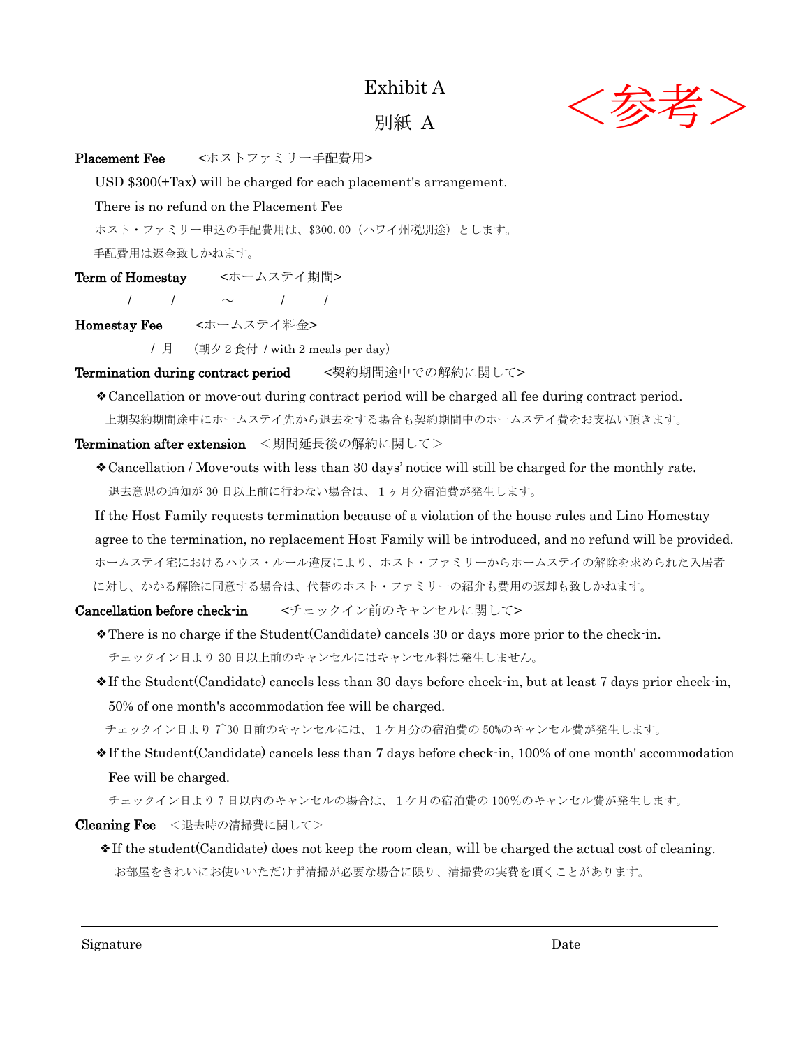# Exhibit A

# 別紙 A

＜参考＞

**Placement Fee** <ホストファミリー手配費用>

USD $300(+Tax) will be charged for each placement's arrangement.

There is no refund on the Placement Fee

ホスト・ファミリー申込の手配費用は、$300.00（ハワイ州税別途）とします。

手配費用は返金致しかねます。

**Term of Homestay** <ホームステイ期間>

/ / ～ / /

**Homestay Fee** <ホームステイ料金>

/ 月 （朝夕２食付 / with 2 meals per day）

**Termination during contract period** <契約期間途中での解約に関して>

❖Cancellation or move-out during contract period will be charged all fee during contract period.

上期契約期間途中にホームステイ先から退去をする場合も契約期間中のホームステイ費をお支払い頂きます。

**Termination after extension** ＜期間延長後の解約に関して＞

❖Cancellation / Move-outs with less than 30 days' notice will still be charged for the monthly rate.

退去意思の通知が 30 日以上前に行わない場合は、 1 ヶ月分宿泊費が発生します。

If the Host Family requests termination because of a violation of the house rules and Lino Homestay agree to the termination, no replacement Host Family will be introduced, and no refund will be provided.

ホームステイ宅におけるハウス・ルール違反により、ホスト・ファミリーからホームステイの解除を求められた入居者に対し、かかる解除に同意する場合は、代替のホスト・ファミリーの紹介も費用の返却も致しかねます。

**Cancellation before check-in** <チェックイン前のキャンセルに関して>

❖There is no charge if the Student(Candidate) cancels 30 or days more prior to the check-in.

チェックイン日より 30 日以上前のキャンセルにはキャンセル料は発生しません。

❖If the Student(Candidate) cancels less than 30 days before check-in, but at least 7 days prior check-in, 50% of one month's accommodation fee will be charged.

チェックイン日より 7~30 日前のキャンセルには、１ケ月分の宿泊費の 50%のキャンセル費が発生します。

❖If the Student(Candidate) cancels less than 7 days before check-in, 100% of one month' accommodation Fee will be charged.

チェックイン日より 7 日以内のキャンセルの場合は、１ケ月の宿泊費の 100%のキャンセル費が発生します。

**Cleaning Fee** ＜退去時の清掃費に関して＞

❖If the student(Candidate) does not keep the room clean, will be charged the actual cost of cleaning.

お部屋をきれいにお使いいただけず清掃が必要な場合に限り、清掃費の実費を頂くことがあります。

Signature Date